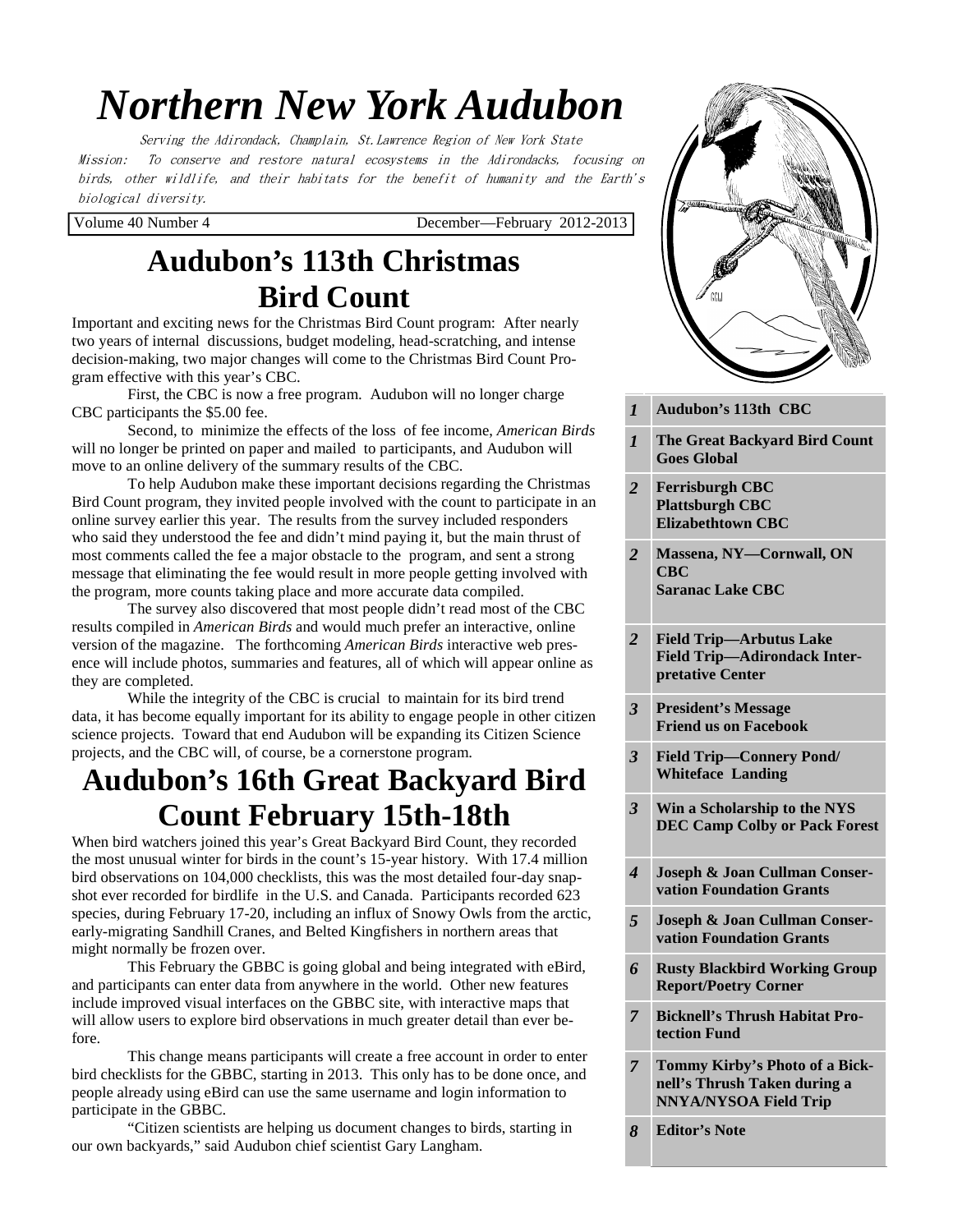# Northern New York Audubon

Serving the Adirondack, Champlain, St.Lawrence Region of New York State

Mission: To conserve and restore natural ecosystems in the Adirondacks, focusing on birds, other wildlife, and their habitats for the benefit of humanity and the Earth's biological diversity.

Volume 40 Number 4 — December—February 2012-2013

| | |
|---|---|
| *1* | **Audubon's 113th CBC** |
| *1* | **The Great Backyard Bird Count Goes Global** |
| *2* | **Ferrisburgh CBC**<br>**Plattsburgh CBC**<br>**Elizabethtown CBC** |
| *2* | **Massena, NY—Cornwall, ON CBC**<br>**Saranac Lake CBC** |
| *2* | **Field Trip—Arbutus Lake**<br>**Field Trip—Adirondack Interpretative Center** |
| *3* | **President's Message**<br>**Friend us on Facebook** |
| *3* | **Field Trip—Connery Pond/ Whiteface Landing** |
| *3* | **Win a Scholarship to the NYS DEC Camp Colby or Pack Forest** |
| *4* | **Joseph & Joan Cullman Conservation Foundation Grants** |
| *5* | **Joseph & Joan Cullman Conservation Foundation Grants** |
| *6* | **Rusty Blackbird Working Group Report/Poetry Corner** |
| *7* | **Bicknell's Thrush Habitat Protection Fund** |
| *7* | **Tommy Kirby's Photo of a Bicknell's Thrush Taken during a NNYA/NYSOA Field Trip** |
| *8* | **Editor's Note** |

## Audubon's 113th Christmas Bird Count

Important and exciting news for the Christmas Bird Count program: After nearly two years of internal discussions, budget modeling, head-scratching, and intense decision-making, two major changes will come to the Christmas Bird Count Program effective with this year's CBC.

First, the CBC is now a free program. Audubon will no longer charge CBC participants the $5.00 fee.

Second, to minimize the effects of the loss of fee income, *American Birds* will no longer be printed on paper and mailed to participants, and Audubon will move to an online delivery of the summary results of the CBC.

To help Audubon make these important decisions regarding the Christmas Bird Count program, they invited people involved with the count to participate in an online survey earlier this year. The results from the survey included responders who said they understood the fee and didn't mind paying it, but the main thrust of most comments called the fee a major obstacle to the program, and sent a strong message that eliminating the fee would result in more people getting involved with the program, more counts taking place and more accurate data compiled.

The survey also discovered that most people didn't read most of the CBC results compiled in *American Birds* and would much prefer an interactive, online version of the magazine. The forthcoming *American Birds* interactive web presence will include photos, summaries and features, all of which will appear online as they are completed.

While the integrity of the CBC is crucial to maintain for its bird trend data, it has become equally important for its ability to engage people in other citizen science projects. Toward that end Audubon will be expanding its Citizen Science projects, and the CBC will, of course, be a cornerstone program.

## Audubon's 16th Great Backyard Bird Count February 15th-18th

When bird watchers joined this year's Great Backyard Bird Count, they recorded the most unusual winter for birds in the count's 15-year history. With 17.4 million bird observations on 104,000 checklists, this was the most detailed four-day snapshot ever recorded for birdlife in the U.S. and Canada. Participants recorded 623 species, during February 17-20, including an influx of Snowy Owls from the arctic, early-migrating Sandhill Cranes, and Belted Kingfishers in northern areas that might normally be frozen over.

This February the GBBC is going global and being integrated with eBird, and participants can enter data from anywhere in the world. Other new features include improved visual interfaces on the GBBC site, with interactive maps that will allow users to explore bird observations in much greater detail than ever before.

This change means participants will create a free account in order to enter bird checklists for the GBBC, starting in 2013. This only has to be done once, and people already using eBird can use the same username and login information to participate in the GBBC.

"Citizen scientists are helping us document changes to birds, starting in our own backyards," said Audubon chief scientist Gary Langham.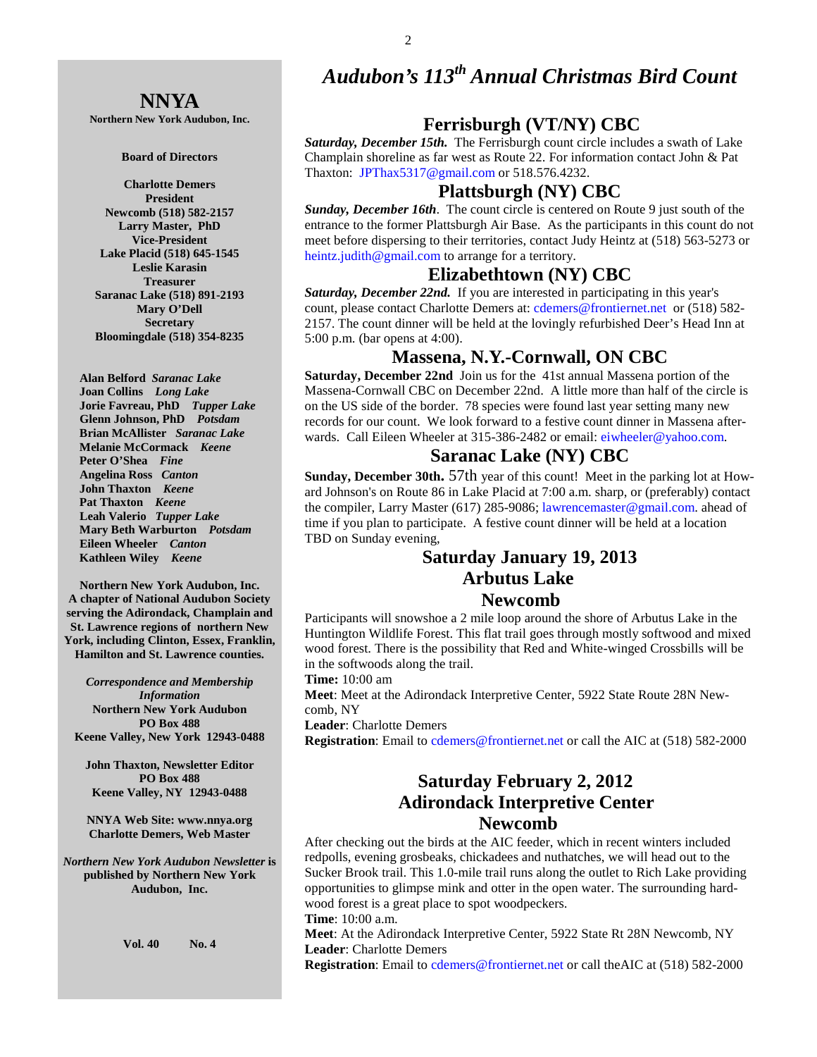# NNYA

**Northern New York Audubon, Inc.**

**Board of Directors**

**Charlotte Demers**
**President**
**Newcomb (518) 582-2157**
**Larry Master, PhD**
**Vice-President**
**Lake Placid (518) 645-1545**
**Leslie Karasin**
**Treasurer**
**Saranac Lake (518) 891-2193**
**Mary O'Dell**
**Secretary**
**Bloomingdale (518) 354-8235**

**Alan Belford** ***Saranac Lake***
**Joan Collins** ***Long Lake***
**Jorie Favreau, PhD** ***Tupper Lake***
**Glenn Johnson, PhD** ***Potsdam***
**Brian McAllister** ***Saranac Lake***
**Melanie McCormack** ***Keene***
**Peter O'Shea** ***Fine***
**Angelina Ross** ***Canton***
**John Thaxton** ***Keene***
**Pat Thaxton** ***Keene***
**Leah Valerio** ***Tupper Lake***
**Mary Beth Warburton** ***Potsdam***
**Eileen Wheeler** ***Canton***
**Kathleen Wiley** ***Keene***

**Northern New York Audubon, Inc. A chapter of National Audubon Society serving the Adirondack, Champlain and St. Lawrence regions of northern New York, including Clinton, Essex, Franklin, Hamilton and St. Lawrence counties.**

***Correspondence and Membership Information***
**Northern New York Audubon**
**PO Box 488**
**Keene Valley, New York 12943-0488**

**John Thaxton, Newsletter Editor**
**PO Box 488**
**Keene Valley, NY 12943-0488**

**NNYA Web Site: www.nnya.org**
**Charlotte Demers, Web Master**

***Northern New York Audubon Newsletter*** **is published by Northern New York Audubon, Inc.**

**Vol. 40 No. 4**

# *Audubon's 113th Annual Christmas Bird Count*

## Ferrisburgh (VT/NY) CBC

***Saturday, December 15th.*** The Ferrisburgh count circle includes a swath of Lake Champlain shoreline as far west as Route 22. For information contact John & Pat Thaxton: JPThax5317@gmail.com or 518.576.4232.

## Plattsburgh (NY) CBC

***Sunday, December 16th***. The count circle is centered on Route 9 just south of the entrance to the former Plattsburgh Air Base. As the participants in this count do not meet before dispersing to their territories, contact Judy Heintz at (518) 563-5273 or heintz.judith@gmail.com to arrange for a territory.

## Elizabethtown (NY) CBC

***Saturday, December 22nd.*** If you are interested in participating in this year's count, please contact Charlotte Demers at: cdemers@frontiernet.net or (518) 582-2157. The count dinner will be held at the lovingly refurbished Deer's Head Inn at 5:00 p.m. (bar opens at 4:00).

## Massena, N.Y.-Cornwall, ON CBC

**Saturday, December 22nd** Join us for the 41st annual Massena portion of the Massena-Cornwall CBC on December 22nd. A little more than half of the circle is on the US side of the border. 78 species were found last year setting many new records for our count. We look forward to a festive count dinner in Massena afterwards. Call Eileen Wheeler at 315-386-2482 or email: eiwheeler@yahoo.com.

## Saranac Lake (NY) CBC

**Sunday, December 30th.** 57th year of this count! Meet in the parking lot at Howard Johnson's on Route 86 in Lake Placid at 7:00 a.m. sharp, or (preferably) contact the compiler, Larry Master (617) 285-9086; lawrencemaster@gmail.com. ahead of time if you plan to participate. A festive count dinner will be held at a location TBD on Sunday evening,

## Saturday January 19, 2013
## Arbutus Lake
## Newcomb

Participants will snowshoe a 2 mile loop around the shore of Arbutus Lake in the Huntington Wildlife Forest. This flat trail goes through mostly softwood and mixed wood forest. There is the possibility that Red and White-winged Crossbills will be in the softwoods along the trail.

**Time:** 10:00 am
**Meet**: Meet at the Adirondack Interpretive Center, 5922 State Route 28N Newcomb, NY
**Leader**: Charlotte Demers
**Registration**: Email to cdemers@frontiernet.net or call the AIC at (518) 582-2000

## Saturday February 2, 2012
## Adirondack Interpretive Center
## Newcomb

After checking out the birds at the AIC feeder, which in recent winters included redpolls, evening grosbeaks, chickadees and nuthatches, we will head out to the Sucker Brook trail. This 1.0-mile trail runs along the outlet to Rich Lake providing opportunities to glimpse mink and otter in the open water. The surrounding hardwood forest is a great place to spot woodpeckers.

**Time**: 10:00 a.m.
**Meet**: At the Adirondack Interpretive Center, 5922 State Rt 28N Newcomb, NY
**Leader**: Charlotte Demers
**Registration**: Email to cdemers@frontiernet.net or call theAIC at (518) 582-2000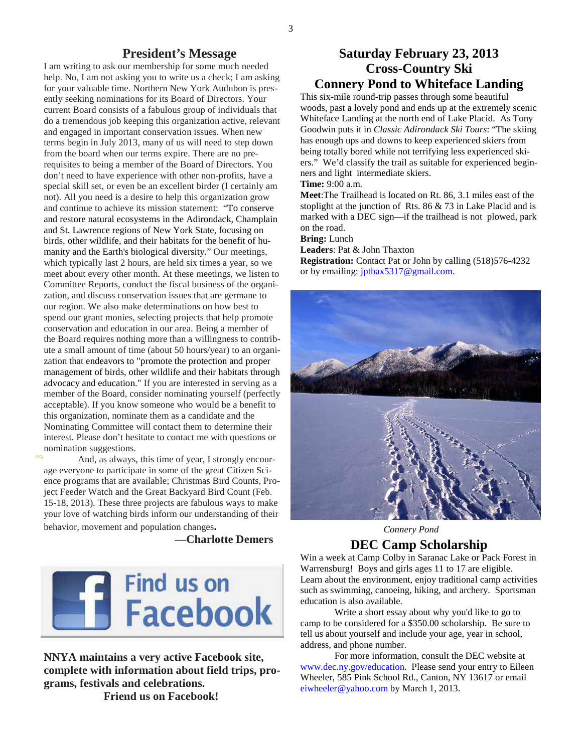## President's Message

I am writing to ask our membership for some much needed help. No, I am not asking you to write us a check; I am asking for your valuable time. Northern New York Audubon is presently seeking nominations for its Board of Directors. Your current Board consists of a fabulous group of individuals that do a tremendous job keeping this organization active, relevant and engaged in important conservation issues. When new terms begin in July 2013, many of us will need to step down from the board when our terms expire. There are no prerequisites to being a member of the Board of Directors. You don't need to have experience with other non-profits, have a special skill set, or even be an excellent birder (I certainly am not). All you need is a desire to help this organization grow and continue to achieve its mission statement: "To conserve and restore natural ecosystems in the Adirondack, Champlain and St. Lawrence regions of New York State, focusing on birds, other wildlife, and their habitats for the benefit of humanity and the Earth's biological diversity." Our meetings, which typically last 2 hours, are held six times a year, so we meet about every other month. At these meetings, we listen to Committee Reports, conduct the fiscal business of the organization, and discuss conservation issues that are germane to our region. We also make determinations on how best to spend our grant monies, selecting projects that help promote conservation and education in our area. Being a member of the Board requires nothing more than a willingness to contribute a small amount of time (about 50 hours/year) to an organization that endeavors to "promote the protection and proper management of birds, other wildlife and their habitats through advocacy and education." If you are interested in serving as a member of the Board, consider nominating yourself (perfectly acceptable). If you know someone who would be a benefit to this organization, nominate them as a candidate and the Nominating Committee will contact them to determine their interest. Please don't hesitate to contact me with questions or nomination suggestions.

And, as always, this time of year, I strongly encourage everyone to participate in some of the great Citizen Science programs that are available; Christmas Bird Counts, Project Feeder Watch and the Great Backyard Bird Count (Feb. 15-18, 2013). These three projects are fabulous ways to make your love of watching birds inform our understanding of their behavior, movement and population changes.

**—Charlotte Demers**

Find us on Facebook

**NNYA maintains a very active Facebook site, complete with information about field trips, programs, festivals and celebrations.**

**Friend us on Facebook!**

## Saturday February 23, 2013
## Cross-Country Ski
## Connery Pond to Whiteface Landing

This six-mile round-trip passes through some beautiful woods, past a lovely pond and ends up at the extremely scenic Whiteface Landing at the north end of Lake Placid. As Tony Goodwin puts it in *Classic Adirondack Ski Tours*: "The skiing has enough ups and downs to keep experienced skiers from being totally bored while not terrifying less experienced skiers." We'd classify the trail as suitable for experienced beginners and light intermediate skiers.

**Time:** 9:00 a.m.

**Meet**:The Trailhead is located on Rt. 86, 3.1 miles east of the stoplight at the junction of Rts. 86 & 73 in Lake Placid and is marked with a DEC sign—if the trailhead is not plowed, park on the road.

**Bring:** Lunch

**Leaders**: Pat & John Thaxton

**Registration:** Contact Pat or John by calling (518)576-4232 or by emailing: jpthax5317@gmail.com.

*Connery Pond*

## DEC Camp Scholarship

Win a week at Camp Colby in Saranac Lake or Pack Forest in Warrensburg! Boys and girls ages 11 to 17 are eligible. Learn about the environment, enjoy traditional camp activities such as swimming, canoeing, hiking, and archery. Sportsman education is also available.

Write a short essay about why you'd like to go to camp to be considered for a $350.00 scholarship. Be sure to tell us about yourself and include your age, year in school, address, and phone number.

For more information, consult the DEC website at www.dec.ny.gov/education. Please send your entry to Eileen Wheeler, 585 Pink School Rd., Canton, NY 13617 or email eiwheeler@yahoo.com by March 1, 2013.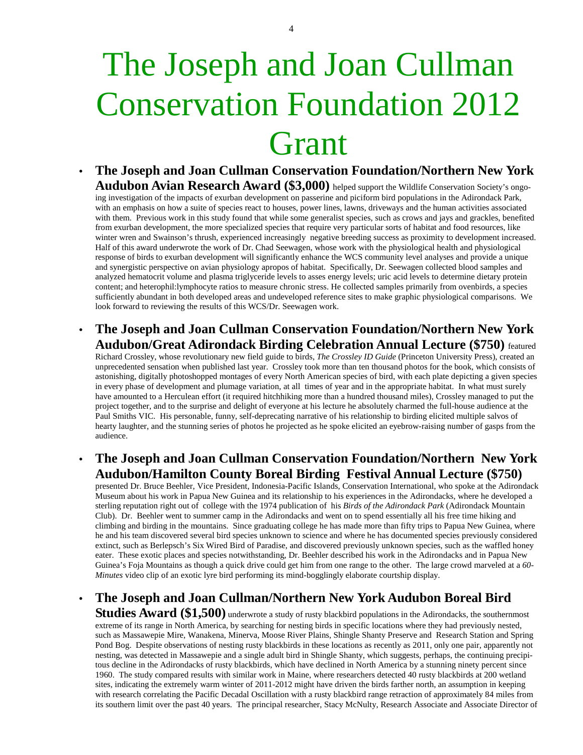# The Joseph and Joan Cullman Conservation Foundation 2012 Grant

- **The Joseph and Joan Cullman Conservation Foundation/Northern New York Audubon Avian Research Award ($3,000)** helped support the Wildlife Conservation Society's ongoing investigation of the impacts of exurban development on passerine and piciform bird populations in the Adirondack Park, with an emphasis on how a suite of species react to houses, power lines, lawns, driveways and the human activities associated with them. Previous work in this study found that while some generalist species, such as crows and jays and grackles, benefited from exurban development, the more specialized species that require very particular sorts of habitat and food resources, like winter wren and Swainson's thrush, experienced increasingly negative breeding success as proximity to development increased. Half of this award underwrote the work of Dr. Chad Seewagen, whose work with the physiological health and physiological response of birds to exurban development will significantly enhance the WCS community level analyses and provide a unique and synergistic perspective on avian physiology apropos of habitat. Specifically, Dr. Seewagen collected blood samples and analyzed hematocrit volume and plasma triglyceride levels to asses energy levels; uric acid levels to determine dietary protein content; and heterophil:lymphocyte ratios to measure chronic stress. He collected samples primarily from ovenbirds, a species sufficiently abundant in both developed areas and undeveloped reference sites to make graphic physiological comparisons. We look forward to reviewing the results of this WCS/Dr. Seewagen work.

- **The Joseph and Joan Cullman Conservation Foundation/Northern New York Audubon/Great Adirondack Birding Celebration Annual Lecture ($750)** featured Richard Crossley, whose revolutionary new field guide to birds, *The Crossley ID Guide* (Princeton University Press), created an unprecedented sensation when published last year. Crossley took more than ten thousand photos for the book, which consists of astonishing, digitally photoshopped montages of every North American species of bird, with each plate depicting a given species in every phase of development and plumage variation, at all times of year and in the appropriate habitat. In what must surely have amounted to a Herculean effort (it required hitchhiking more than a hundred thousand miles), Crossley managed to put the project together, and to the surprise and delight of everyone at his lecture he absolutely charmed the full-house audience at the Paul Smiths VIC. His personable, funny, self-deprecating narrative of his relationship to birding elicited multiple salvos of hearty laughter, and the stunning series of photos he projected as he spoke elicited an eyebrow-raising number of gasps from the audience.

- **The Joseph and Joan Cullman Conservation Foundation/Northern New York Audubon/Hamilton County Boreal Birding Festival Annual Lecture ($750)** presented Dr. Bruce Beehler, Vice President, Indonesia-Pacific Islands, Conservation International, who spoke at the Adirondack Museum about his work in Papua New Guinea and its relationship to his experiences in the Adirondacks, where he developed a sterling reputation right out of college with the 1974 publication of his *Birds of the Adirondack Park* (Adirondack Mountain Club). Dr. Beehler went to summer camp in the Adirondacks and went on to spend essentially all his free time hiking and climbing and birding in the mountains. Since graduating college he has made more than fifty trips to Papua New Guinea, where he and his team discovered several bird species unknown to science and where he has documented species previously considered extinct, such as Berlepsch's Six Wired Bird of Paradise, and discovered previously unknown species, such as the waffled honey eater. These exotic places and species notwithstanding, Dr. Beehler described his work in the Adirondacks and in Papua New Guinea's Foja Mountains as though a quick drive could get him from one range to the other. The large crowd marveled at a *60-Minutes* video clip of an exotic lyre bird performing its mind-bogglingly elaborate courtship display.

- **The Joseph and Joan Cullman/Northern New York Audubon Boreal Bird Studies Award ($1,500)** underwrote a study of rusty blackbird populations in the Adirondacks, the southernmost extreme of its range in North America, by searching for nesting birds in specific locations where they had previously nested, such as Massawepie Mire, Wanakena, Minerva, Moose River Plains, Shingle Shanty Preserve and Research Station and Spring Pond Bog. Despite observations of nesting rusty blackbirds in these locations as recently as 2011, only one pair, apparently not nesting, was detected in Massawepie and a single adult bird in Shingle Shanty, which suggests, perhaps, the continuing precipitous decline in the Adirondacks of rusty blackbirds, which have declined in North America by a stunning ninety percent since 1960. The study compared results with similar work in Maine, where researchers detected 40 rusty blackbirds at 200 wetland sites, indicating the extremely warm winter of 2011-2012 might have driven the birds farther north, an assumption in keeping with research correlating the Pacific Decadal Oscillation with a rusty blackbird range retraction of approximately 84 miles from its southern limit over the past 40 years. The principal researcher, Stacy McNulty, Research Associate and Associate Director of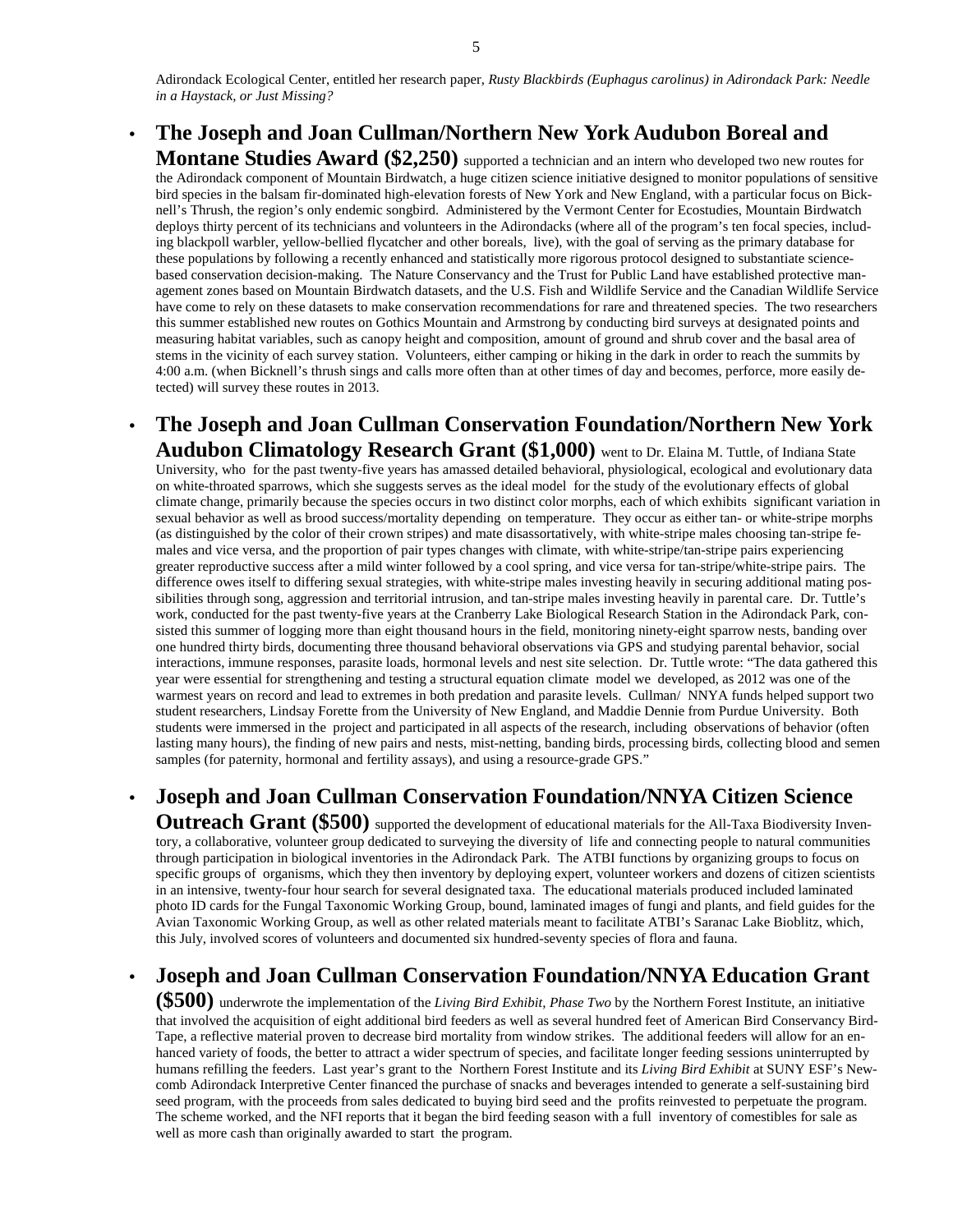Adirondack Ecological Center, entitled her research paper, *Rusty Blackbirds (Euphagus carolinus) in Adirondack Park: Needle in a Haystack, or Just Missing?*

- **The Joseph and Joan Cullman/Northern New York Audubon Boreal and Montane Studies Award ($2,250)** supported a technician and an intern who developed two new routes for the Adirondack component of Mountain Birdwatch, a huge citizen science initiative designed to monitor populations of sensitive bird species in the balsam fir-dominated high-elevation forests of New York and New England, with a particular focus on Bicknell's Thrush, the region's only endemic songbird. Administered by the Vermont Center for Ecostudies, Mountain Birdwatch deploys thirty percent of its technicians and volunteers in the Adirondacks (where all of the program's ten focal species, including blackpoll warbler, yellow-bellied flycatcher and other boreals, live), with the goal of serving as the primary database for these populations by following a recently enhanced and statistically more rigorous protocol designed to substantiate science-based conservation decision-making. The Nature Conservancy and the Trust for Public Land have established protective management zones based on Mountain Birdwatch datasets, and the U.S. Fish and Wildlife Service and the Canadian Wildlife Service have come to rely on these datasets to make conservation recommendations for rare and threatened species. The two researchers this summer established new routes on Gothics Mountain and Armstrong by conducting bird surveys at designated points and measuring habitat variables, such as canopy height and composition, amount of ground and shrub cover and the basal area of stems in the vicinity of each survey station. Volunteers, either camping or hiking in the dark in order to reach the summits by 4:00 a.m. (when Bicknell's thrush sings and calls more often than at other times of day and becomes, perforce, more easily detected) will survey these routes in 2013.

- **The Joseph and Joan Cullman Conservation Foundation/Northern New York Audubon Climatology Research Grant ($1,000)** went to Dr. Elaina M. Tuttle, of Indiana State University, who for the past twenty-five years has amassed detailed behavioral, physiological, ecological and evolutionary data on white-throated sparrows, which she suggests serves as the ideal model for the study of the evolutionary effects of global climate change, primarily because the species occurs in two distinct color morphs, each of which exhibits significant variation in sexual behavior as well as brood success/mortality depending on temperature. They occur as either tan- or white-stripe morphs (as distinguished by the color of their crown stripes) and mate disassortatively, with white-stripe males choosing tan-stripe females and vice versa, and the proportion of pair types changes with climate, with white-stripe/tan-stripe pairs experiencing greater reproductive success after a mild winter followed by a cool spring, and vice versa for tan-stripe/white-stripe pairs. The difference owes itself to differing sexual strategies, with white-stripe males investing heavily in securing additional mating possibilities through song, aggression and territorial intrusion, and tan-stripe males investing heavily in parental care. Dr. Tuttle's work, conducted for the past twenty-five years at the Cranberry Lake Biological Research Station in the Adirondack Park, consisted this summer of logging more than eight thousand hours in the field, monitoring ninety-eight sparrow nests, banding over one hundred thirty birds, documenting three thousand behavioral observations via GPS and studying parental behavior, social interactions, immune responses, parasite loads, hormonal levels and nest site selection. Dr. Tuttle wrote: "The data gathered this year were essential for strengthening and testing a structural equation climate model we developed, as 2012 was one of the warmest years on record and lead to extremes in both predation and parasite levels. Cullman/ NNYA funds helped support two student researchers, Lindsay Forette from the University of New England, and Maddie Dennie from Purdue University. Both students were immersed in the project and participated in all aspects of the research, including observations of behavior (often lasting many hours), the finding of new pairs and nests, mist-netting, banding birds, processing birds, collecting blood and semen samples (for paternity, hormonal and fertility assays), and using a resource-grade GPS."

- **Joseph and Joan Cullman Conservation Foundation/NNYA Citizen Science Outreach Grant ($500)** supported the development of educational materials for the All-Taxa Biodiversity Inventory, a collaborative, volunteer group dedicated to surveying the diversity of life and connecting people to natural communities through participation in biological inventories in the Adirondack Park. The ATBI functions by organizing groups to focus on specific groups of organisms, which they then inventory by deploying expert, volunteer workers and dozens of citizen scientists in an intensive, twenty-four hour search for several designated taxa. The educational materials produced included laminated photo ID cards for the Fungal Taxonomic Working Group, bound, laminated images of fungi and plants, and field guides for the Avian Taxonomic Working Group, as well as other related materials meant to facilitate ATBI's Saranac Lake Bioblitz, which, this July, involved scores of volunteers and documented six hundred-seventy species of flora and fauna.

- **Joseph and Joan Cullman Conservation Foundation/NNYA Education Grant ($500)** underwrote the implementation of the *Living Bird Exhibit, Phase Two* by the Northern Forest Institute, an initiative that involved the acquisition of eight additional bird feeders as well as several hundred feet of American Bird Conservancy Bird-Tape, a reflective material proven to decrease bird mortality from window strikes. The additional feeders will allow for an enhanced variety of foods, the better to attract a wider spectrum of species, and facilitate longer feeding sessions uninterrupted by humans refilling the feeders. Last year's grant to the Northern Forest Institute and its *Living Bird Exhibit* at SUNY ESF's Newcomb Adirondack Interpretive Center financed the purchase of snacks and beverages intended to generate a self-sustaining bird seed program, with the proceeds from sales dedicated to buying bird seed and the profits reinvested to perpetuate the program. The scheme worked, and the NFI reports that it began the bird feeding season with a full inventory of comestibles for sale as well as more cash than originally awarded to start the program.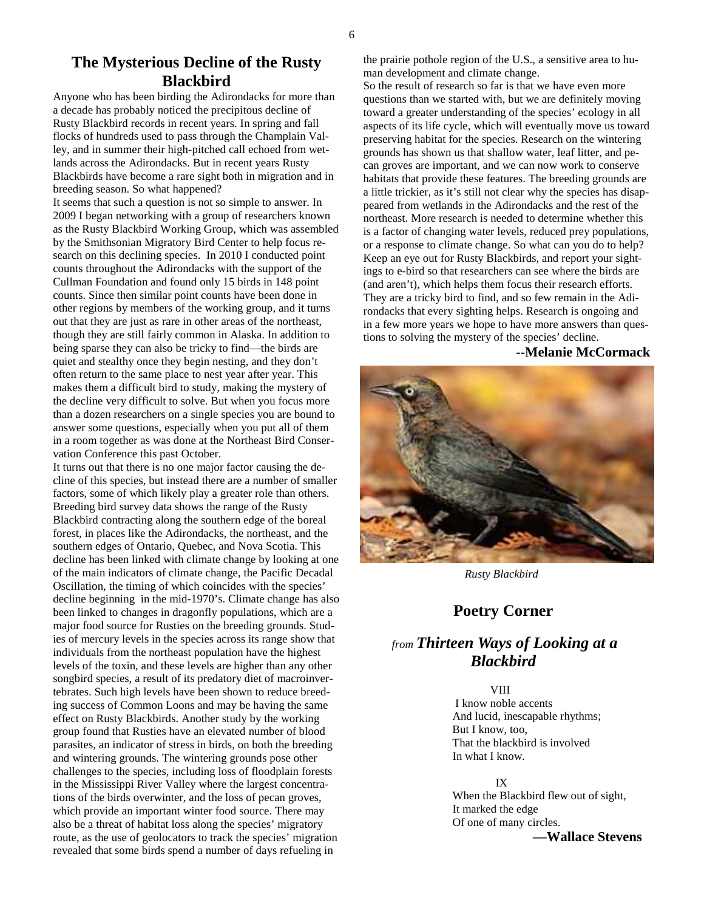## The Mysterious Decline of the Rusty Blackbird

Anyone who has been birding the Adirondacks for more than a decade has probably noticed the precipitous decline of Rusty Blackbird records in recent years. In spring and fall flocks of hundreds used to pass through the Champlain Valley, and in summer their high-pitched call echoed from wetlands across the Adirondacks. But in recent years Rusty Blackbirds have become a rare sight both in migration and in breeding season. So what happened?

It seems that such a question is not so simple to answer. In 2009 I began networking with a group of researchers known as the Rusty Blackbird Working Group, which was assembled by the Smithsonian Migratory Bird Center to help focus research on this declining species. In 2010 I conducted point counts throughout the Adirondacks with the support of the Cullman Foundation and found only 15 birds in 148 point counts. Since then similar point counts have been done in other regions by members of the working group, and it turns out that they are just as rare in other areas of the northeast, though they are still fairly common in Alaska. In addition to being sparse they can also be tricky to find—the birds are quiet and stealthy once they begin nesting, and they don't often return to the same place to nest year after year. This makes them a difficult bird to study, making the mystery of the decline very difficult to solve. But when you focus more than a dozen researchers on a single species you are bound to answer some questions, especially when you put all of them in a room together as was done at the Northeast Bird Conservation Conference this past October.

It turns out that there is no one major factor causing the decline of this species, but instead there are a number of smaller factors, some of which likely play a greater role than others. Breeding bird survey data shows the range of the Rusty Blackbird contracting along the southern edge of the boreal forest, in places like the Adirondacks, the northeast, and the southern edges of Ontario, Quebec, and Nova Scotia. This decline has been linked with climate change by looking at one of the main indicators of climate change, the Pacific Decadal Oscillation, the timing of which coincides with the species' decline beginning in the mid-1970's. Climate change has also been linked to changes in dragonfly populations, which are a major food source for Rusties on the breeding grounds. Studies of mercury levels in the species across its range show that individuals from the northeast population have the highest levels of the toxin, and these levels are higher than any other songbird species, a result of its predatory diet of macroinvertebrates. Such high levels have been shown to reduce breeding success of Common Loons and may be having the same effect on Rusty Blackbirds. Another study by the working group found that Rusties have an elevated number of blood parasites, an indicator of stress in birds, on both the breeding and wintering grounds. The wintering grounds pose other challenges to the species, including loss of floodplain forests in the Mississippi River Valley where the largest concentrations of the birds overwinter, and the loss of pecan groves, which provide an important winter food source. There may also be a threat of habitat loss along the species' migratory route, as the use of geolocators to track the species' migration revealed that some birds spend a number of days refueling in the prairie pothole region of the U.S., a sensitive area to human development and climate change.

So the result of research so far is that we have even more questions than we started with, but we are definitely moving toward a greater understanding of the species' ecology in all aspects of its life cycle, which will eventually move us toward preserving habitat for the species. Research on the wintering grounds has shown us that shallow water, leaf litter, and pecan groves are important, and we can now work to conserve habitats that provide these features. The breeding grounds are a little trickier, as it's still not clear why the species has disappeared from wetlands in the Adirondacks and the rest of the northeast. More research is needed to determine whether this is a factor of changing water levels, reduced prey populations, or a response to climate change. So what can you do to help? Keep an eye out for Rusty Blackbirds, and report your sightings to e-bird so that researchers can see where the birds are (and aren't), which helps them focus their research efforts. They are a tricky bird to find, and so few remain in the Adirondacks that every sighting helps. Research is ongoing and in a few more years we hope to have more answers than questions to solving the mystery of the species' decline.

**--Melanie McCormack**

*Rusty Blackbird*

## Poetry Corner

### *from Thirteen Ways of Looking at a Blackbird*

VIII

I know noble accents
And lucid, inescapable rhythms;
But I know, too,
That the blackbird is involved
In what I know.

IX

When the Blackbird flew out of sight,
It marked the edge
Of one of many circles.

**—Wallace Stevens**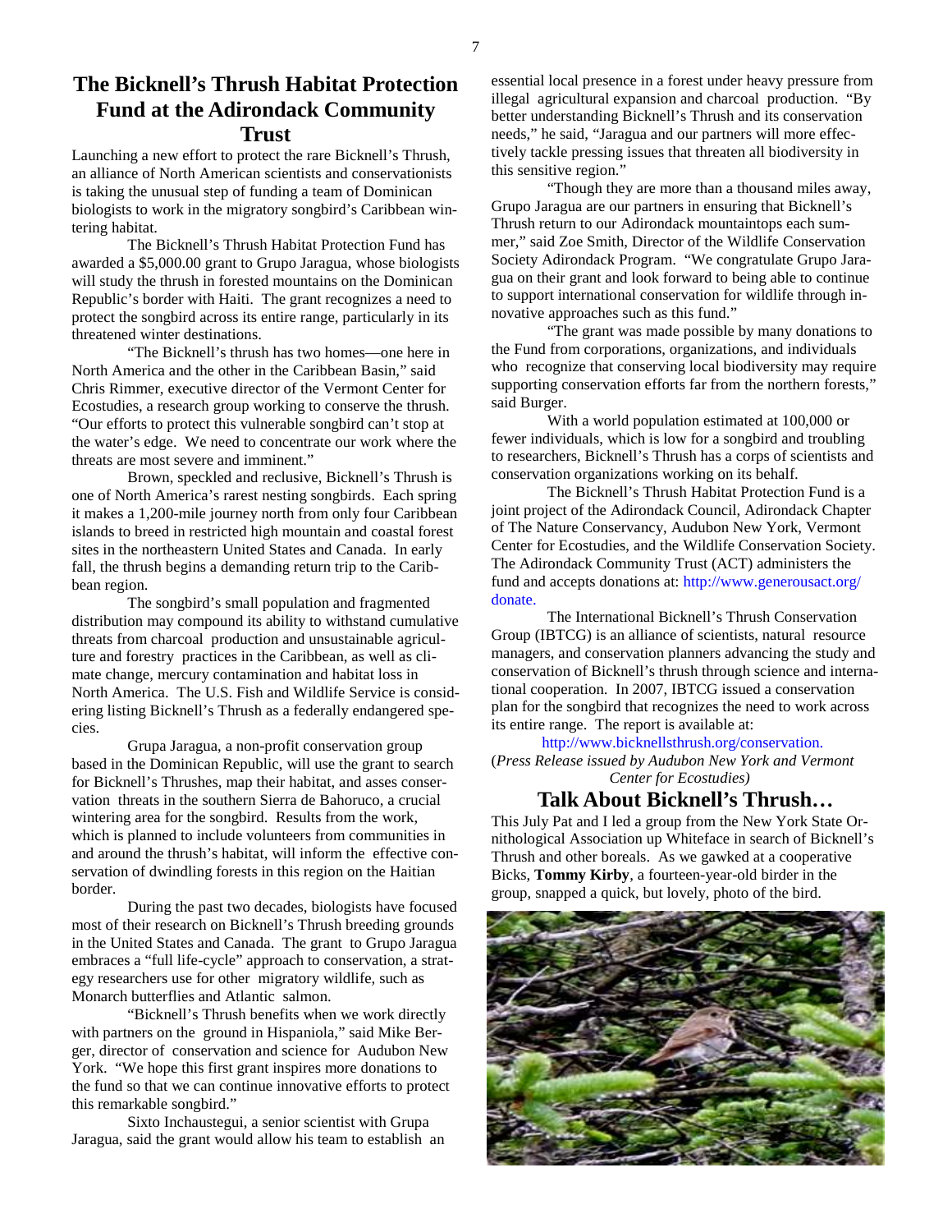## The Bicknell's Thrush Habitat Protection Fund at the Adirondack Community Trust

Launching a new effort to protect the rare Bicknell's Thrush, an alliance of North American scientists and conservationists is taking the unusual step of funding a team of Dominican biologists to work in the migratory songbird's Caribbean wintering habitat.

The Bicknell's Thrush Habitat Protection Fund has awarded a $5,000.00 grant to Grupo Jaragua, whose biologists will study the thrush in forested mountains on the Dominican Republic's border with Haiti. The grant recognizes a need to protect the songbird across its entire range, particularly in its threatened winter destinations.

"The Bicknell's thrush has two homes—one here in North America and the other in the Caribbean Basin," said Chris Rimmer, executive director of the Vermont Center for Ecostudies, a research group working to conserve the thrush. "Our efforts to protect this vulnerable songbird can't stop at the water's edge. We need to concentrate our work where the threats are most severe and imminent."

Brown, speckled and reclusive, Bicknell's Thrush is one of North America's rarest nesting songbirds. Each spring it makes a 1,200-mile journey north from only four Caribbean islands to breed in restricted high mountain and coastal forest sites in the northeastern United States and Canada. In early fall, the thrush begins a demanding return trip to the Caribbean region.

The songbird's small population and fragmented distribution may compound its ability to withstand cumulative threats from charcoal production and unsustainable agriculture and forestry practices in the Caribbean, as well as climate change, mercury contamination and habitat loss in North America. The U.S. Fish and Wildlife Service is considering listing Bicknell's Thrush as a federally endangered species.

Grupa Jaragua, a non-profit conservation group based in the Dominican Republic, will use the grant to search for Bicknell's Thrushes, map their habitat, and asses conservation threats in the southern Sierra de Bahoruco, a crucial wintering area for the songbird. Results from the work, which is planned to include volunteers from communities in and around the thrush's habitat, will inform the effective conservation of dwindling forests in this region on the Haitian border.

During the past two decades, biologists have focused most of their research on Bicknell's Thrush breeding grounds in the United States and Canada. The grant to Grupo Jaragua embraces a "full life-cycle" approach to conservation, a strategy researchers use for other migratory wildlife, such as Monarch butterflies and Atlantic salmon.

"Bicknell's Thrush benefits when we work directly with partners on the ground in Hispaniola," said Mike Berger, director of conservation and science for Audubon New York. "We hope this first grant inspires more donations to the fund so that we can continue innovative efforts to protect this remarkable songbird."

Sixto Inchaustegui, a senior scientist with Grupa Jaragua, said the grant would allow his team to establish an essential local presence in a forest under heavy pressure from illegal agricultural expansion and charcoal production. "By better understanding Bicknell's Thrush and its conservation needs," he said, "Jaragua and our partners will more effectively tackle pressing issues that threaten all biodiversity in this sensitive region."

"Though they are more than a thousand miles away, Grupo Jaragua are our partners in ensuring that Bicknell's Thrush return to our Adirondack mountaintops each summer," said Zoe Smith, Director of the Wildlife Conservation Society Adirondack Program. "We congratulate Grupo Jaragua on their grant and look forward to being able to continue to support international conservation for wildlife through innovative approaches such as this fund."

"The grant was made possible by many donations to the Fund from corporations, organizations, and individuals who recognize that conserving local biodiversity may require supporting conservation efforts far from the northern forests," said Burger.

With a world population estimated at 100,000 or fewer individuals, which is low for a songbird and troubling to researchers, Bicknell's Thrush has a corps of scientists and conservation organizations working on its behalf.

The Bicknell's Thrush Habitat Protection Fund is a joint project of the Adirondack Council, Adirondack Chapter of The Nature Conservancy, Audubon New York, Vermont Center for Ecostudies, and the Wildlife Conservation Society. The Adirondack Community Trust (ACT) administers the fund and accepts donations at: http://www.generousact.org/donate.

The International Bicknell's Thrush Conservation Group (IBTCG) is an alliance of scientists, natural resource managers, and conservation planners advancing the study and conservation of Bicknell's thrush through science and international cooperation. In 2007, IBTCG issued a conservation plan for the songbird that recognizes the need to work across its entire range. The report is available at:

http://www.bicknellsthrush.org/conservation.

(*Press Release issued by Audubon New York and Vermont Center for Ecostudies)*

## Talk About Bicknell's Thrush…

This July Pat and I led a group from the New York State Ornithological Association up Whiteface in search of Bicknell's Thrush and other boreals. As we gawked at a cooperative Bicks, **Tommy Kirby**, a fourteen-year-old birder in the group, snapped a quick, but lovely, photo of the bird.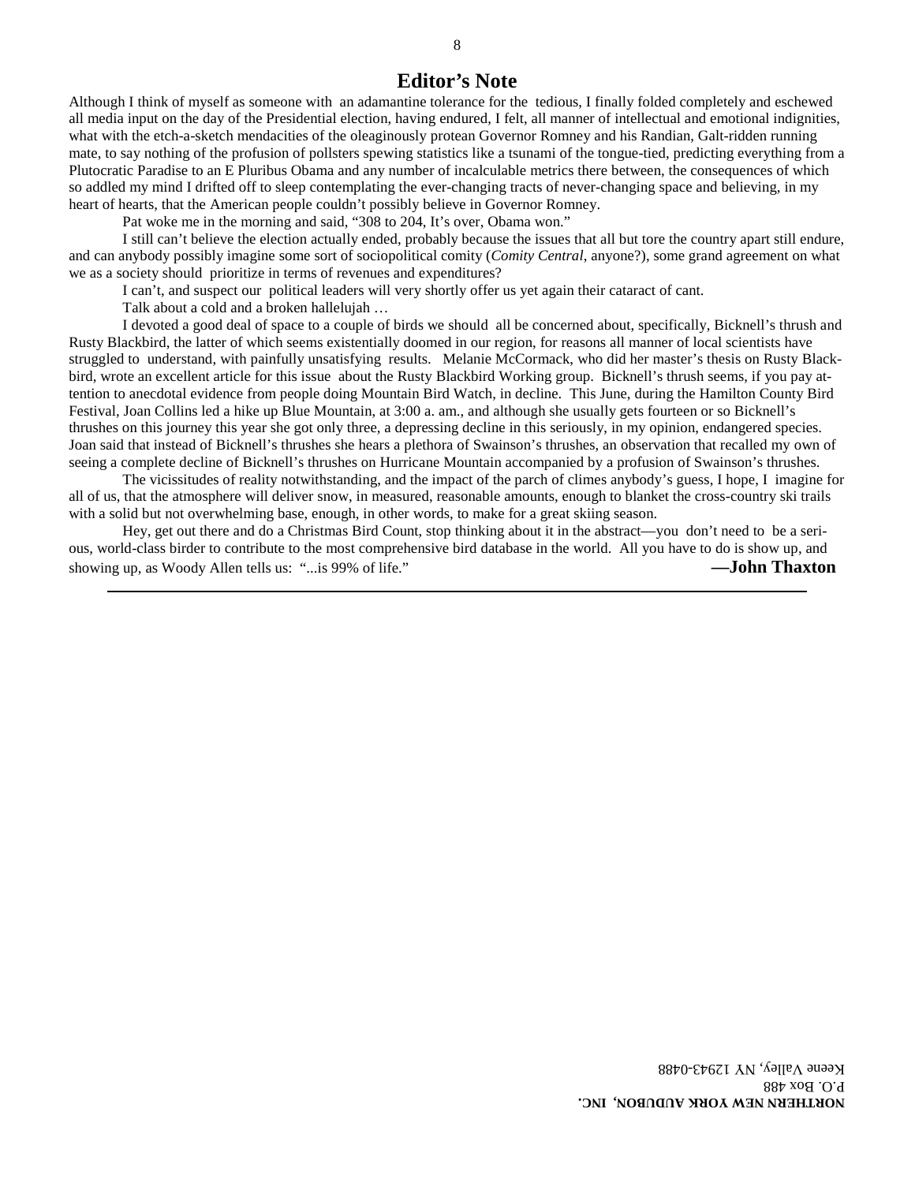## Editor's Note

Although I think of myself as someone with an adamantine tolerance for the tedious, I finally folded completely and eschewed all media input on the day of the Presidential election, having endured, I felt, all manner of intellectual and emotional indignities, what with the etch-a-sketch mendacities of the oleaginously protean Governor Romney and his Randian, Galt-ridden running mate, to say nothing of the profusion of pollsters spewing statistics like a tsunami of the tongue-tied, predicting everything from a Plutocratic Paradise to an E Pluribus Obama and any number of incalculable metrics there between, the consequences of which so addled my mind I drifted off to sleep contemplating the ever-changing tracts of never-changing space and believing, in my heart of hearts, that the American people couldn't possibly believe in Governor Romney.

Pat woke me in the morning and said, "308 to 204, It's over, Obama won."

I still can't believe the election actually ended, probably because the issues that all but tore the country apart still endure, and can anybody possibly imagine some sort of sociopolitical comity (*Comity Central*, anyone?), some grand agreement on what we as a society should prioritize in terms of revenues and expenditures?

I can't, and suspect our political leaders will very shortly offer us yet again their cataract of cant.

Talk about a cold and a broken hallelujah …

I devoted a good deal of space to a couple of birds we should all be concerned about, specifically, Bicknell's thrush and Rusty Blackbird, the latter of which seems existentially doomed in our region, for reasons all manner of local scientists have struggled to understand, with painfully unsatisfying results. Melanie McCormack, who did her master's thesis on Rusty Blackbird, wrote an excellent article for this issue about the Rusty Blackbird Working group. Bicknell's thrush seems, if you pay attention to anecdotal evidence from people doing Mountain Bird Watch, in decline. This June, during the Hamilton County Bird Festival, Joan Collins led a hike up Blue Mountain, at 3:00 a. am., and although she usually gets fourteen or so Bicknell's thrushes on this journey this year she got only three, a depressing decline in this seriously, in my opinion, endangered species. Joan said that instead of Bicknell's thrushes she hears a plethora of Swainson's thrushes, an observation that recalled my own of seeing a complete decline of Bicknell's thrushes on Hurricane Mountain accompanied by a profusion of Swainson's thrushes.

The vicissitudes of reality notwithstanding, and the impact of the parch of climes anybody's guess, I hope, I imagine for all of us, that the atmosphere will deliver snow, in measured, reasonable amounts, enough to blanket the cross-country ski trails with a solid but not overwhelming base, enough, in other words, to make for a great skiing season.

Hey, get out there and do a Christmas Bird Count, stop thinking about it in the abstract—you don't need to be a serious, world-class birder to contribute to the most comprehensive bird database in the world. All you have to do is show up, and showing up, as Woody Allen tells us: "...is 99% of life."

**—John Thaxton**

**NORTHERN NEW YORK AUDUBON, INC.**
P.O. Box 488
Keene Valley, NY 12943-0488